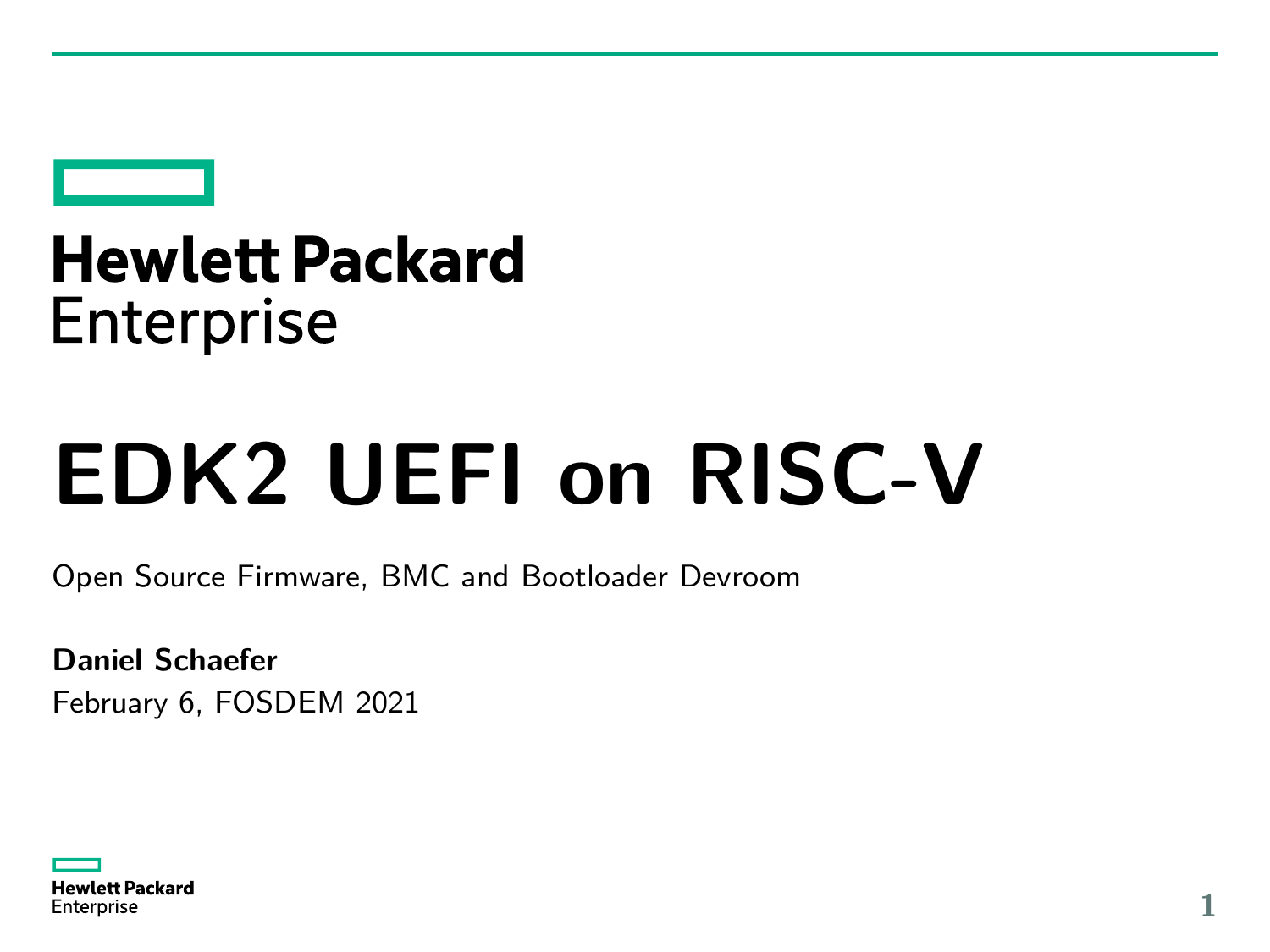Hewlett Packard Enterprise

# EDK2 UEFI on RISC-V

Open Source Firmware, BMC and Bootloader Devroom

**Daniel Schaefer**

February 6, FOSDEM 2021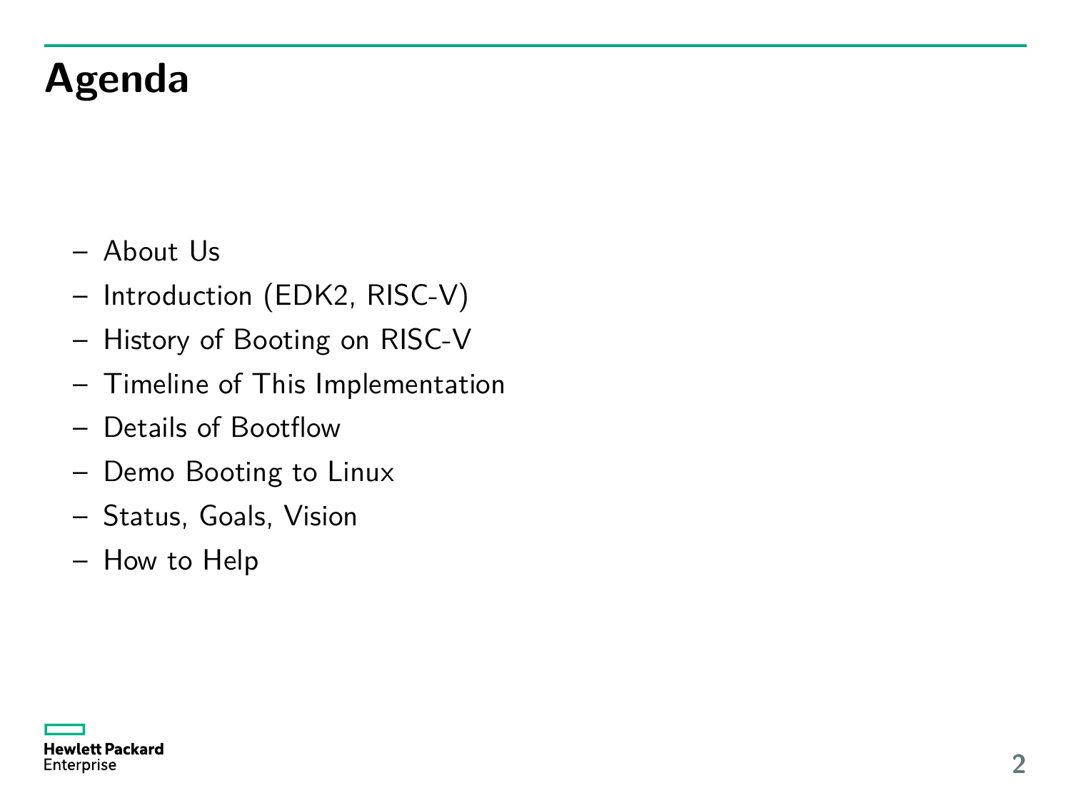# Agenda

- About Us
- Introduction (EDK2, RISC-V)
- History of Booting on RISC-V
- Timeline of This Implementation
- Details of Bootflow
- Demo Booting to Linux
- Status, Goals, Vision
- How to Help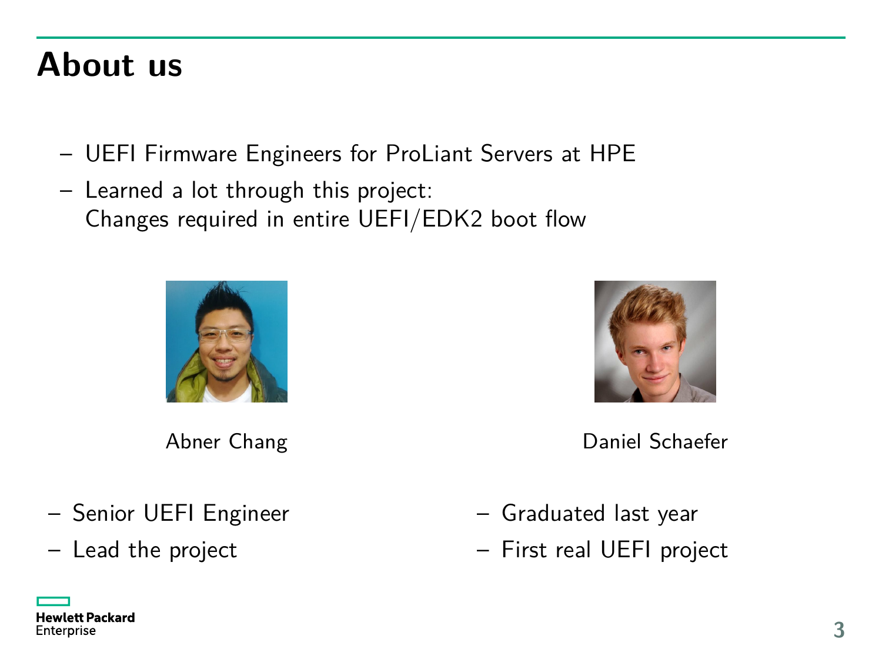# About us

- UEFI Firmware Engineers for ProLiant Servers at HPE
- Learned a lot through this project:
  Changes required in entire UEFI/EDK2 boot flow

Abner Chang

- Senior UEFI Engineer
- Lead the project

Daniel Schaefer

- Graduated last year
- First real UEFI project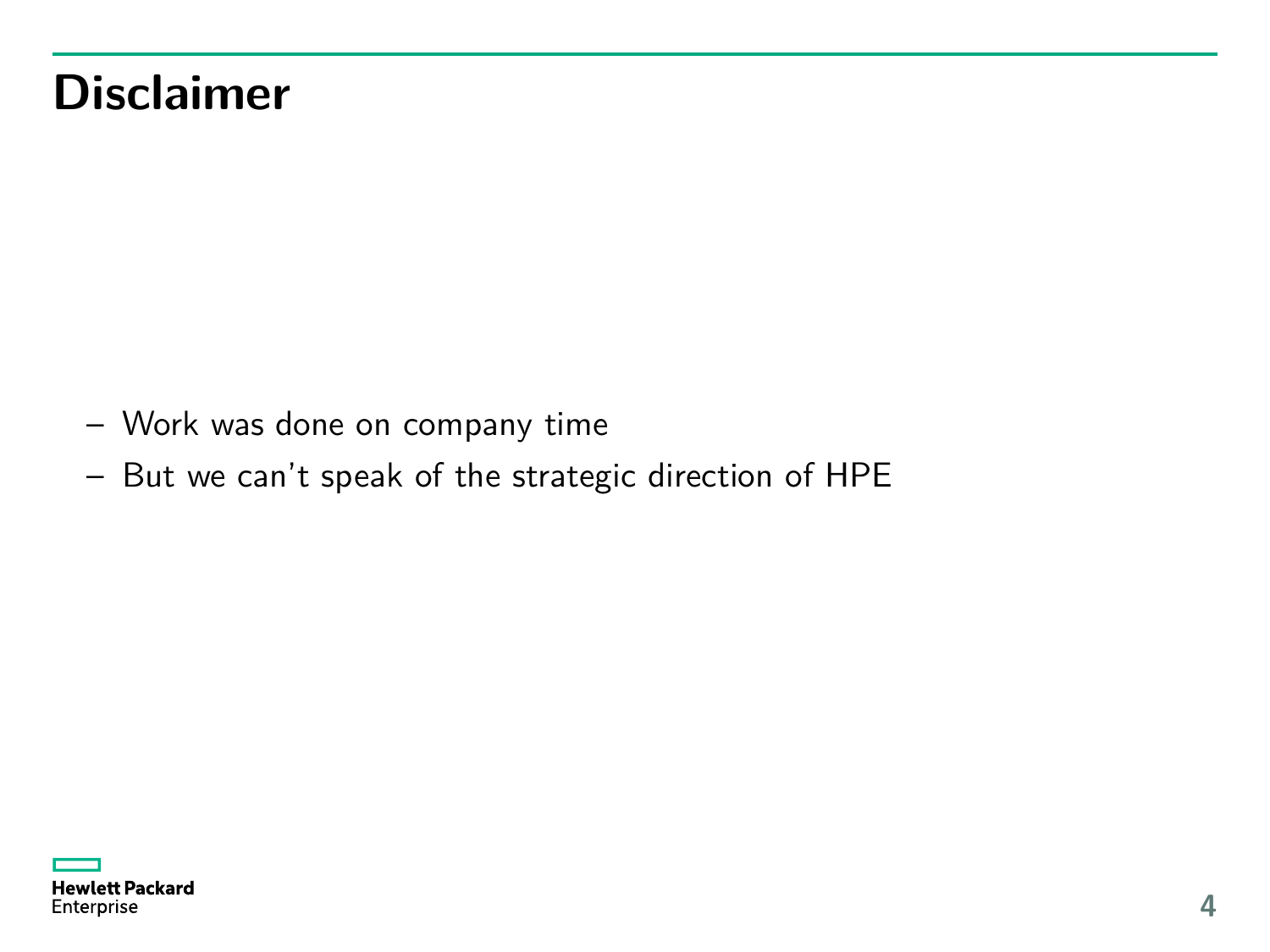# Disclaimer

- Work was done on company time
- But we can't speak of the strategic direction of HPE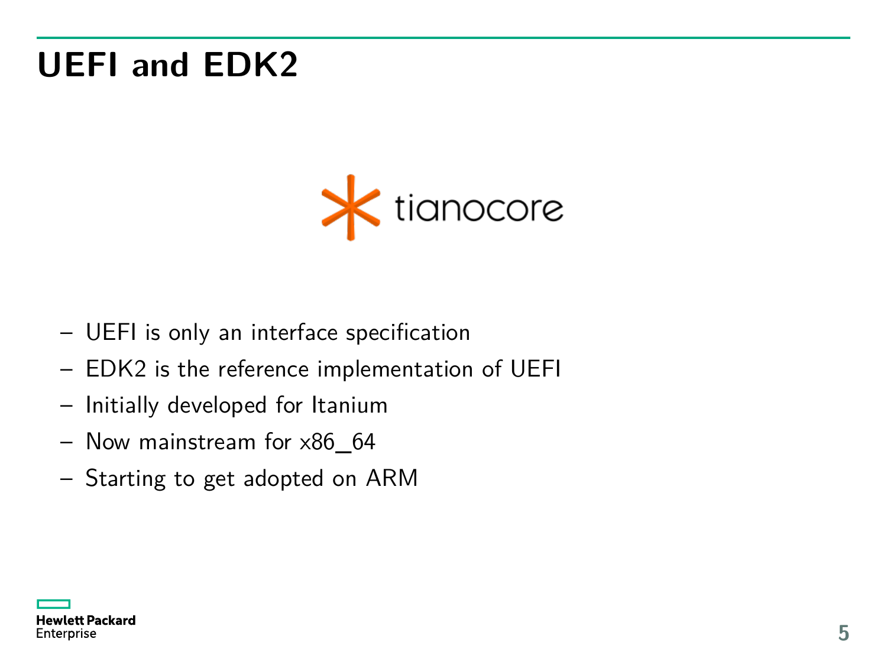# UEFI and EDK2

tianocore

- UEFI is only an interface specification
- EDK2 is the reference implementation of UEFI
- Initially developed for Itanium
- Now mainstream for x86_64
- Starting to get adopted on ARM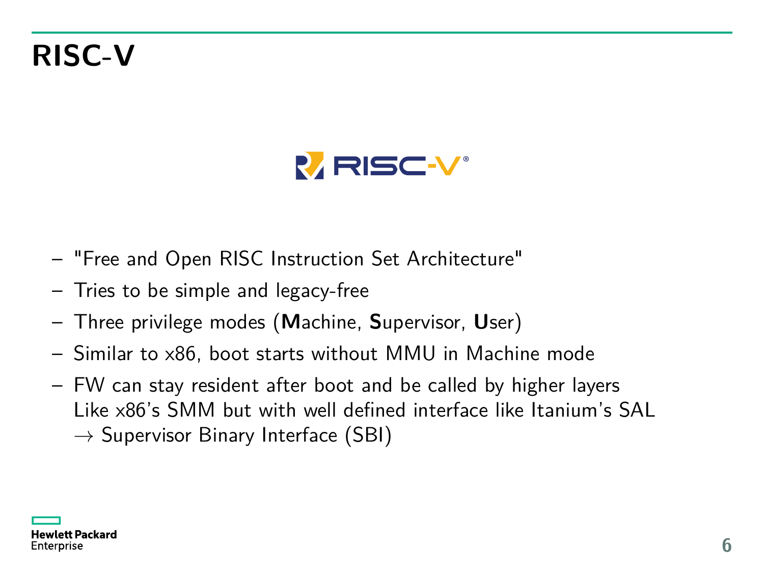# RISC-V

- "Free and Open RISC Instruction Set Architecture"
- Tries to be simple and legacy-free
- Three privilege modes (**M**achine, **S**upervisor, **U**ser)
- Similar to x86, boot starts without MMU in Machine mode
- FW can stay resident after boot and be called by higher layers
  Like x86's SMM but with well defined interface like Itanium's SAL
  $\rightarrow$ Supervisor Binary Interface (SBI)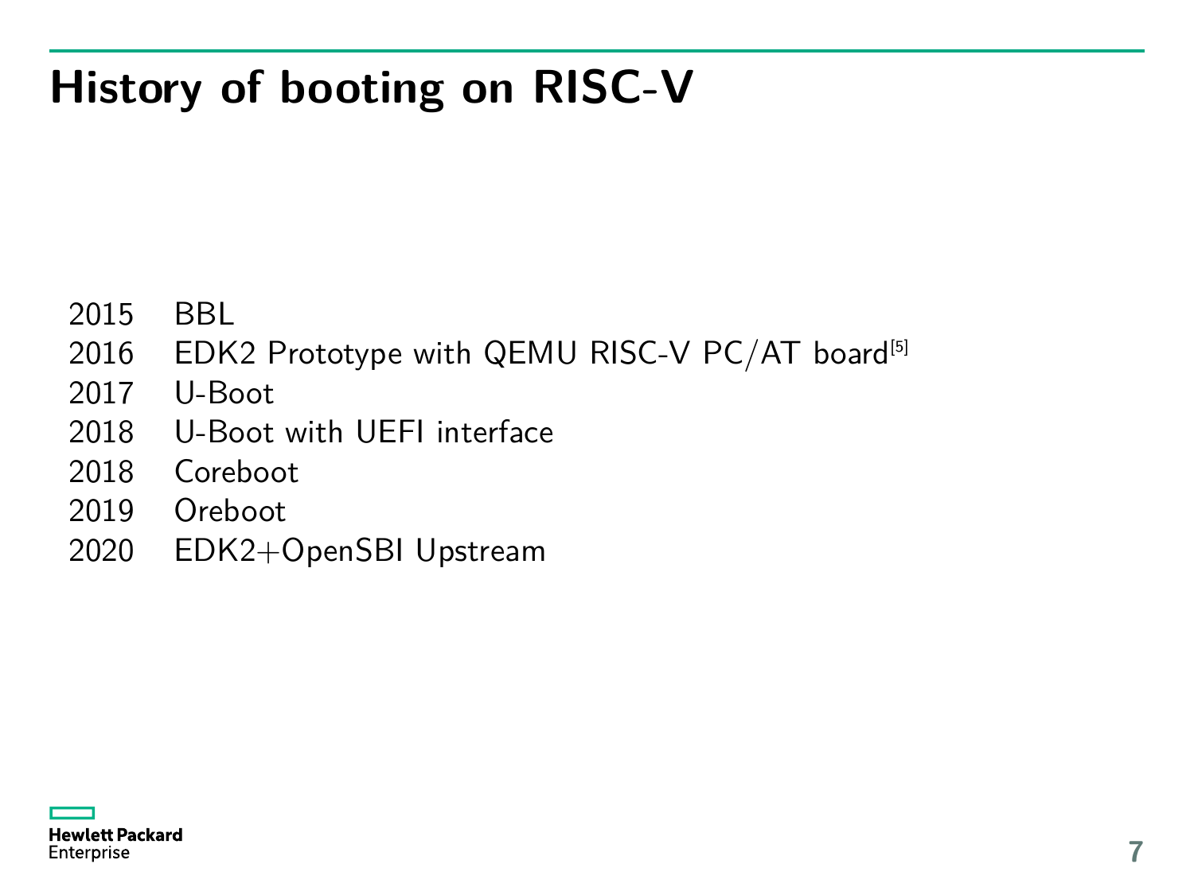# History of booting on RISC-V

| | |
|---|---|
| 2015 | BBL |
| 2016 | EDK2 Prototype with QEMU RISC-V PC/AT board[5] |
| 2017 | U-Boot |
| 2018 | U-Boot with UEFI interface |
| 2018 | Coreboot |
| 2019 | Oreboot |
| 2020 | EDK2+OpenSBI Upstream |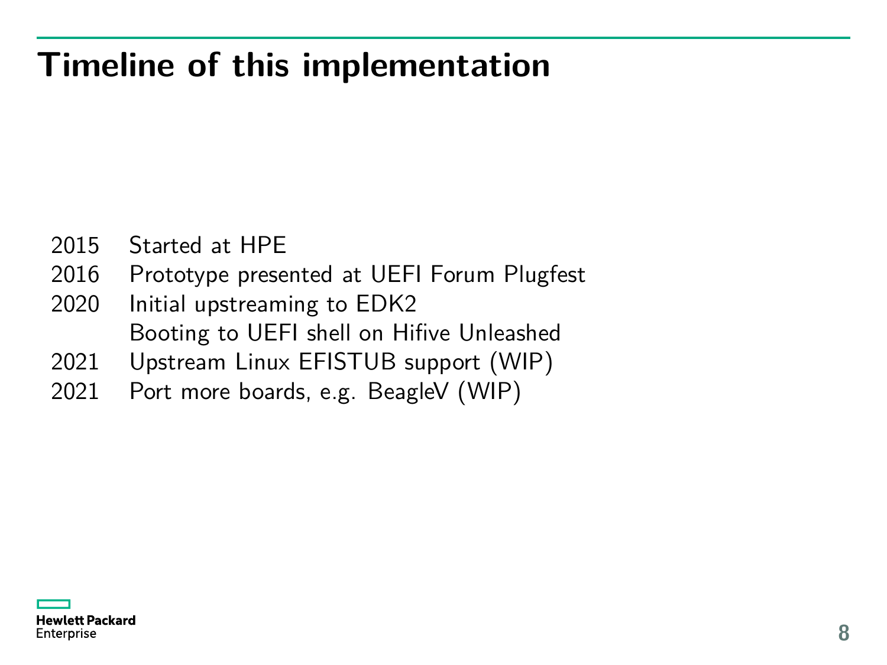# Timeline of this implementation

| | |
|---|---|
| 2015 | Started at HPE |
| 2016 | Prototype presented at UEFI Forum Plugfest |
| 2020 | Initial upstreaming to EDK2 |
| | Booting to UEFI shell on Hifive Unleashed |
| 2021 | Upstream Linux EFISTUB support (WIP) |
| 2021 | Port more boards, e.g. BeagleV (WIP) |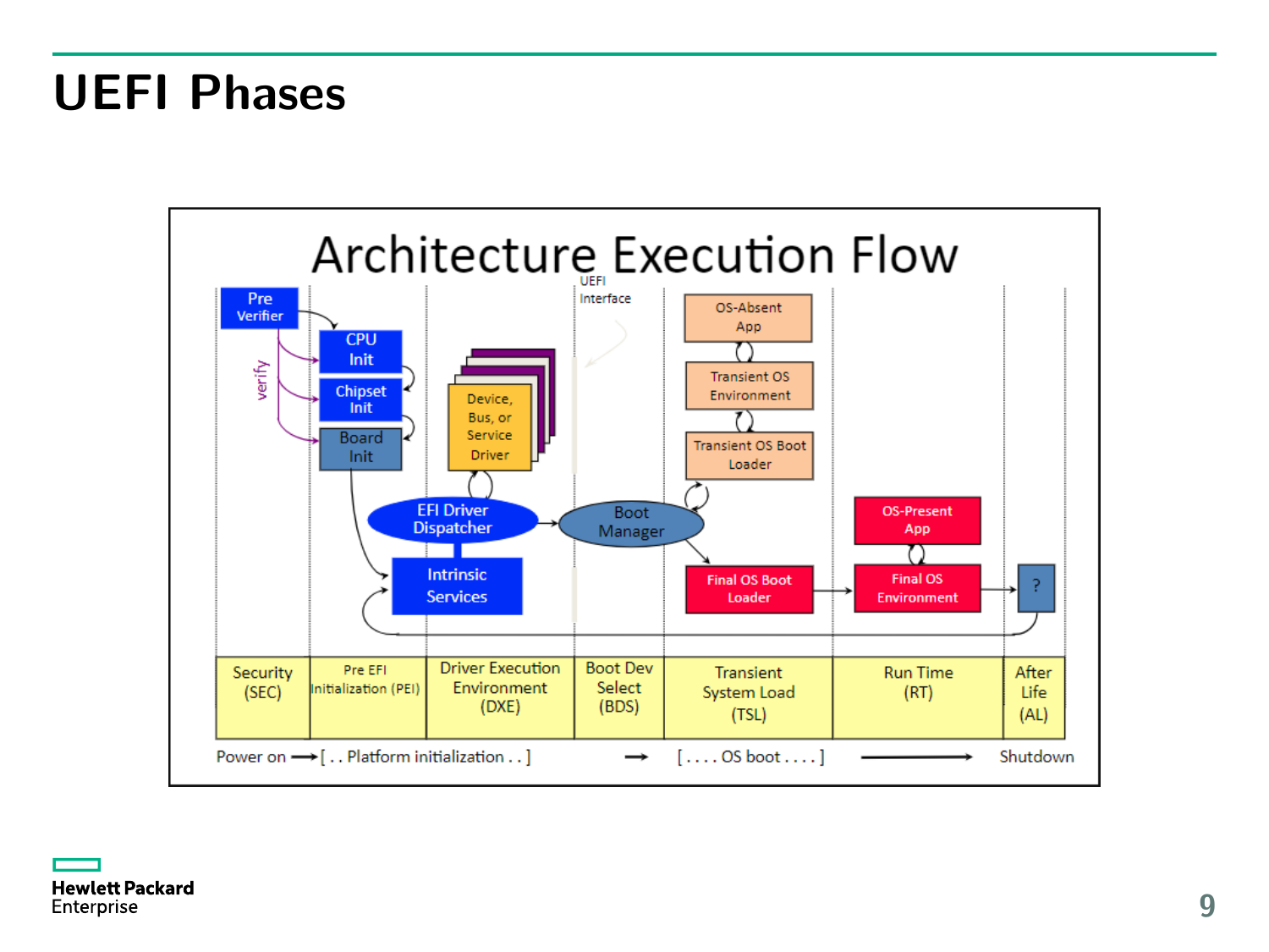# UEFI Phases

Architecture Execution Flow

Pre Verifier

verify

CPU Init

Chipset Init

Board Init

Device, Bus, or Service Driver

EFI Driver Dispatcher

Intrinsic Services

UEFI Interface

Boot Manager

OS-Absent App

Transient OS Environment

Transient OS Boot Loader

Final OS Boot Loader

OS-Present App

Final OS Environment

?

| Security (SEC) | Pre EFI Initialization (PEI) | Driver Execution Environment (DXE) | Boot Dev Select (BDS) | Transient System Load (TSL) | Run Time (RT) | After Life (AL) |
|---|---|---|---|---|---|---|

Power on → [ . . Platform initialization . . ] → [ . . . . OS boot . . . . ] → Shutdown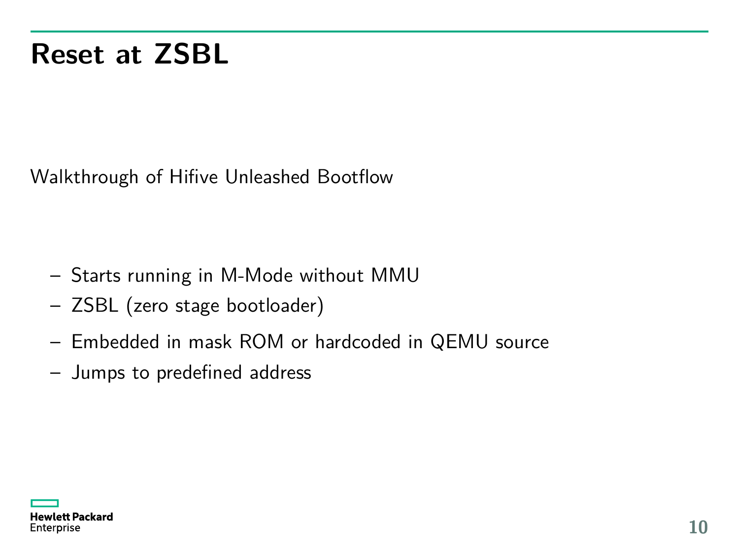# Reset at ZSBL

Walkthrough of Hifive Unleashed Bootflow

- Starts running in M-Mode without MMU
- ZSBL (zero stage bootloader)
- Embedded in mask ROM or hardcoded in QEMU source
- Jumps to predefined address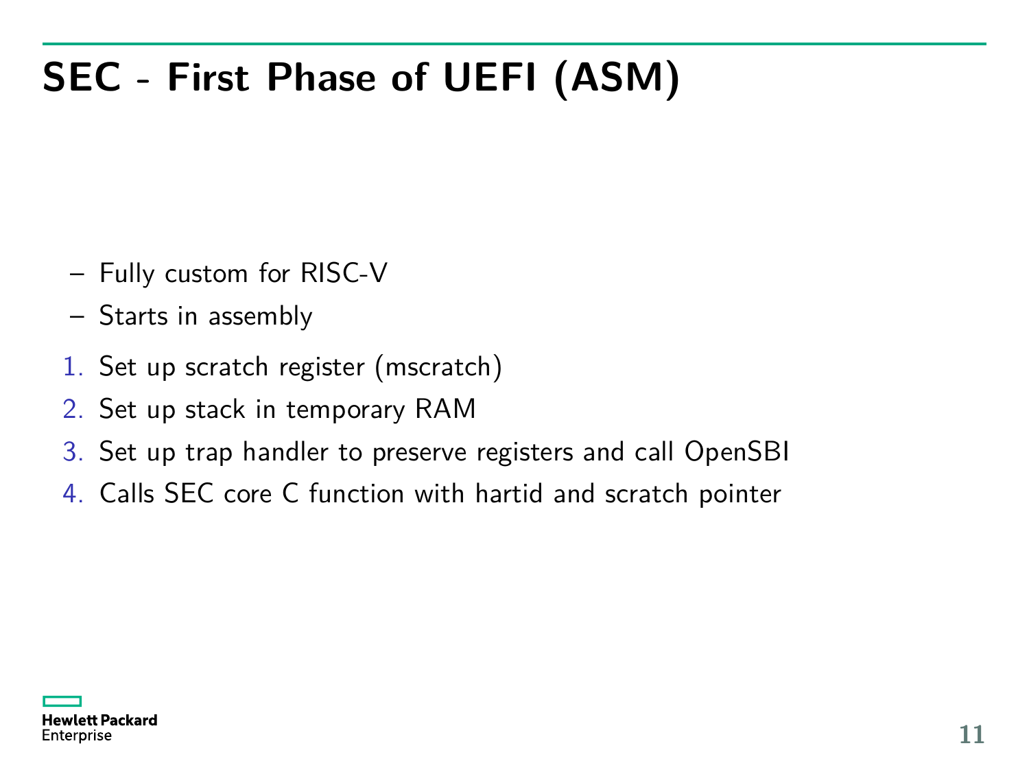# SEC - First Phase of UEFI (ASM)

- Fully custom for RISC-V
- Starts in assembly

1. Set up scratch register (mscratch)
2. Set up stack in temporary RAM
3. Set up trap handler to preserve registers and call OpenSBI
4. Calls SEC core C function with hartid and scratch pointer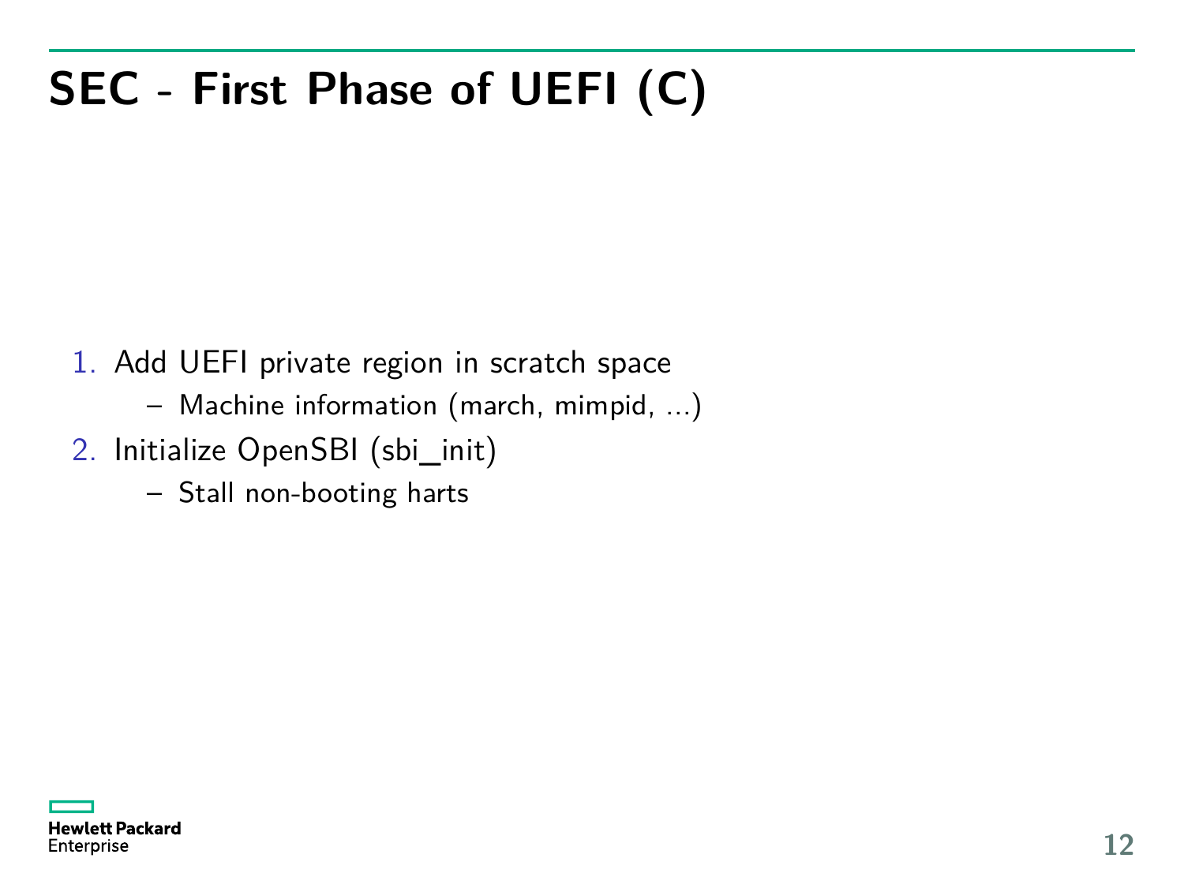# SEC - First Phase of UEFI (C)

1. Add UEFI private region in scratch space
   - Machine information (march, mimpid, ...)
2. Initialize OpenSBI (sbi_init)
   - Stall non-booting harts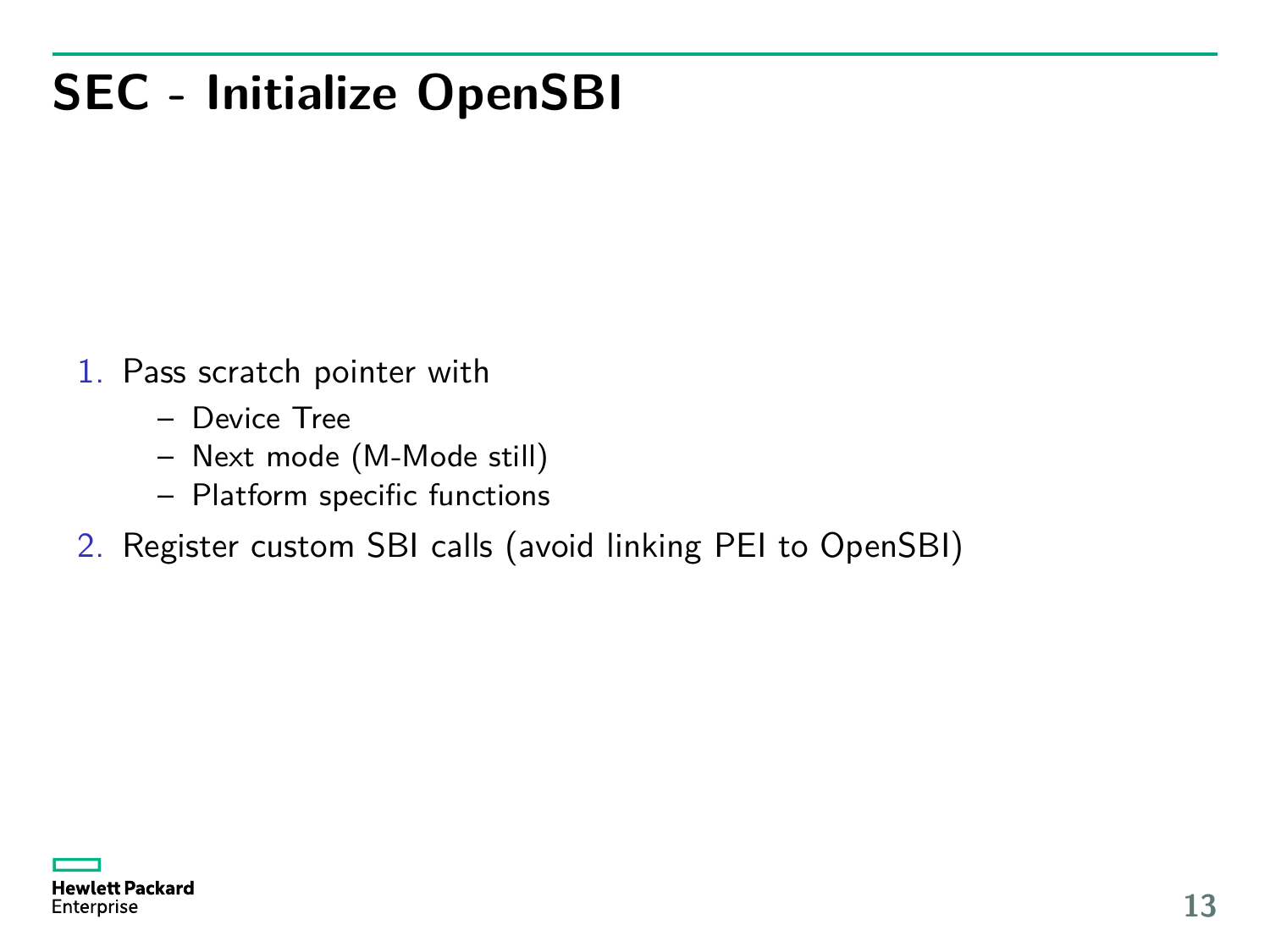# SEC - Initialize OpenSBI

1. Pass scratch pointer with
   - Device Tree
   - Next mode (M-Mode still)
   - Platform specific functions
2. Register custom SBI calls (avoid linking PEI to OpenSBI)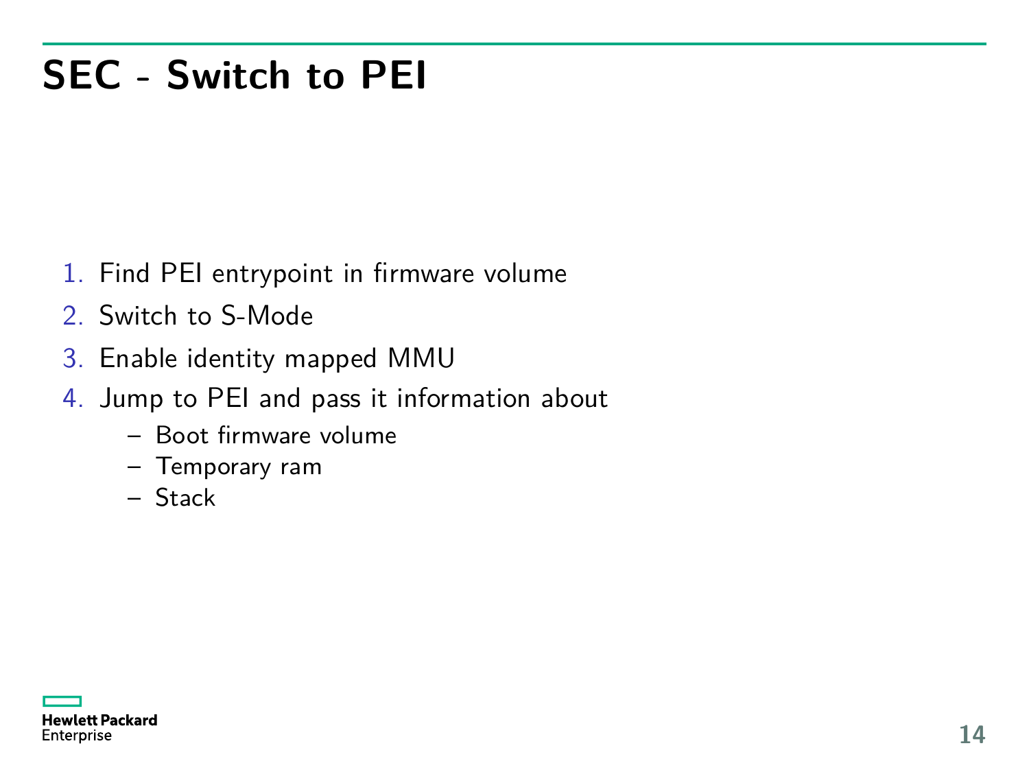# SEC - Switch to PEI

1. Find PEI entrypoint in firmware volume
2. Switch to S-Mode
3. Enable identity mapped MMU
4. Jump to PEI and pass it information about
   - Boot firmware volume
   - Temporary ram
   - Stack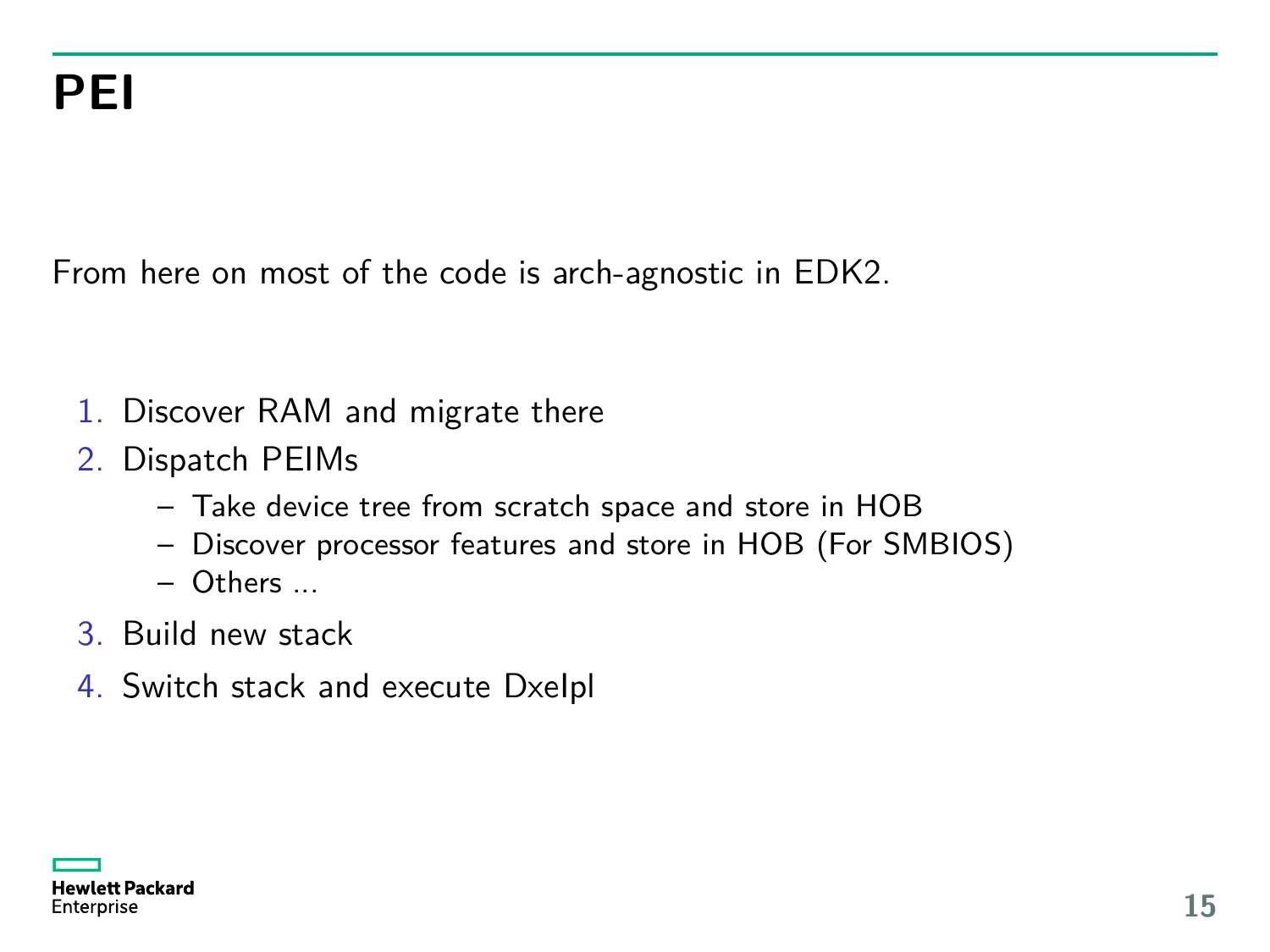# PEI

From here on most of the code is arch-agnostic in EDK2.

1. Discover RAM and migrate there
2. Dispatch PEIMs
   - Take device tree from scratch space and store in HOB
   - Discover processor features and store in HOB (For SMBIOS)
   - Others ...
3. Build new stack
4. Switch stack and execute DxeIpl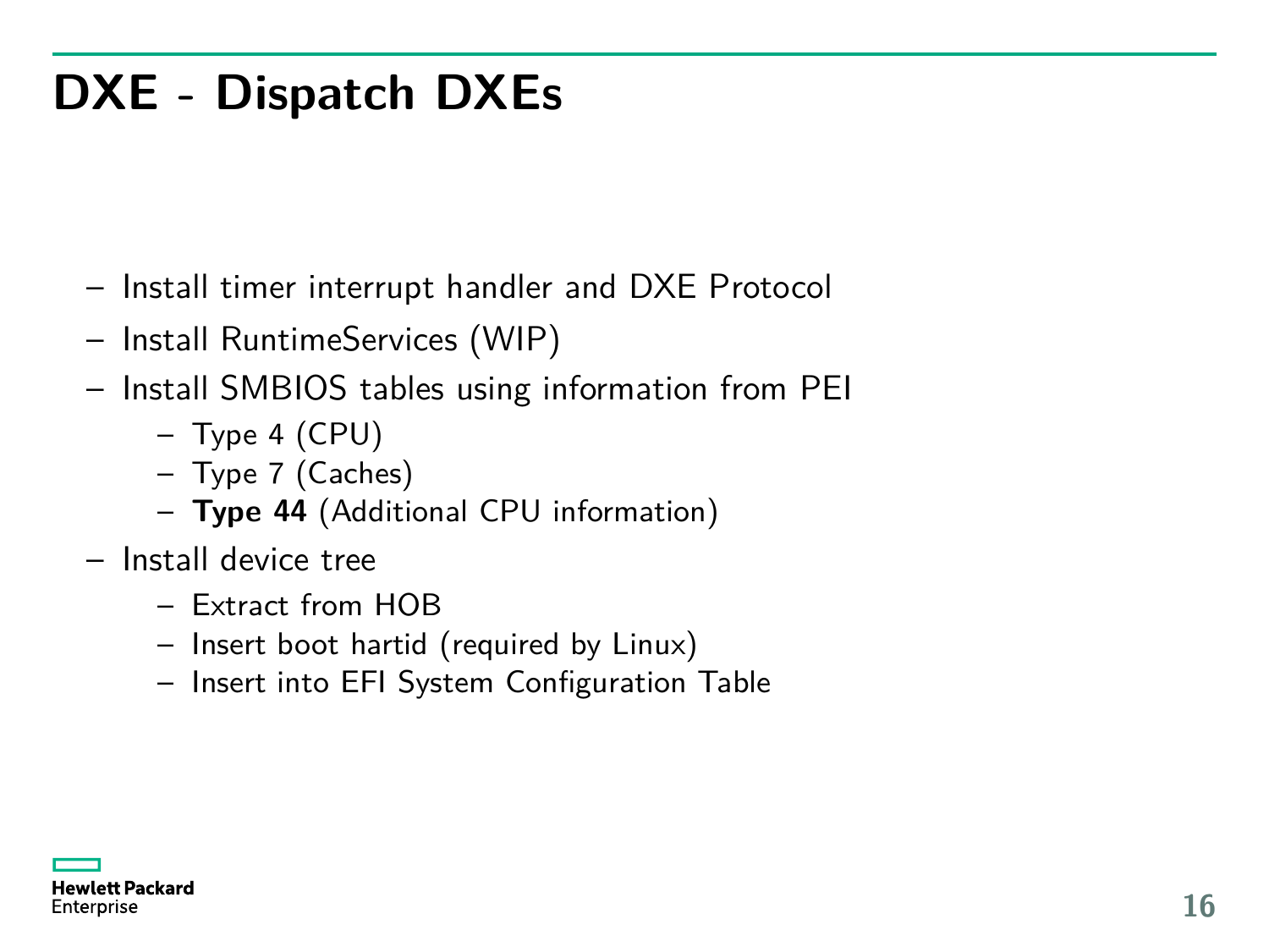# DXE - Dispatch DXEs

- Install timer interrupt handler and DXE Protocol
- Install RuntimeServices (WIP)
- Install SMBIOS tables using information from PEI
  - Type 4 (CPU)
  - Type 7 (Caches)
  - **Type 44** (Additional CPU information)
- Install device tree
  - Extract from HOB
  - Insert boot hartid (required by Linux)
  - Insert into EFI System Configuration Table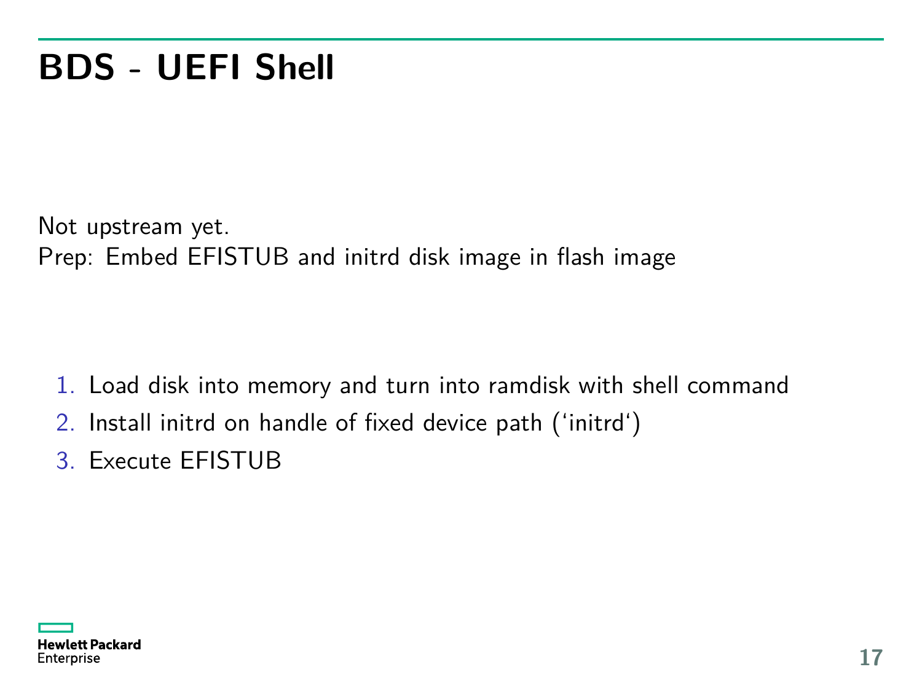# BDS - UEFI Shell

Not upstream yet.
Prep: Embed EFISTUB and initrd disk image in flash image

1. Load disk into memory and turn into ramdisk with shell command
2. Install initrd on handle of fixed device path (‘initrd‘)
3. Execute EFISTUB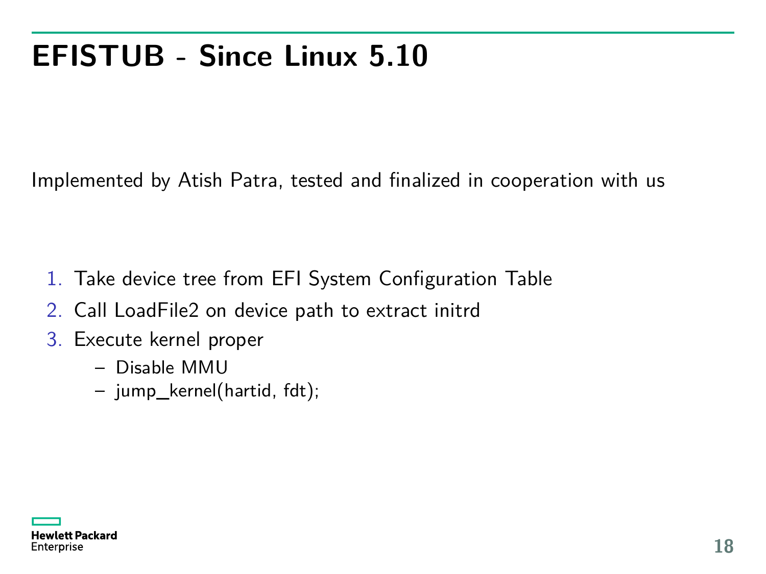# EFISTUB - Since Linux 5.10

Implemented by Atish Patra, tested and finalized in cooperation with us

1. Take device tree from EFI System Configuration Table
2. Call LoadFile2 on device path to extract initrd
3. Execute kernel proper
   - Disable MMU
   - jump_kernel(hartid, fdt);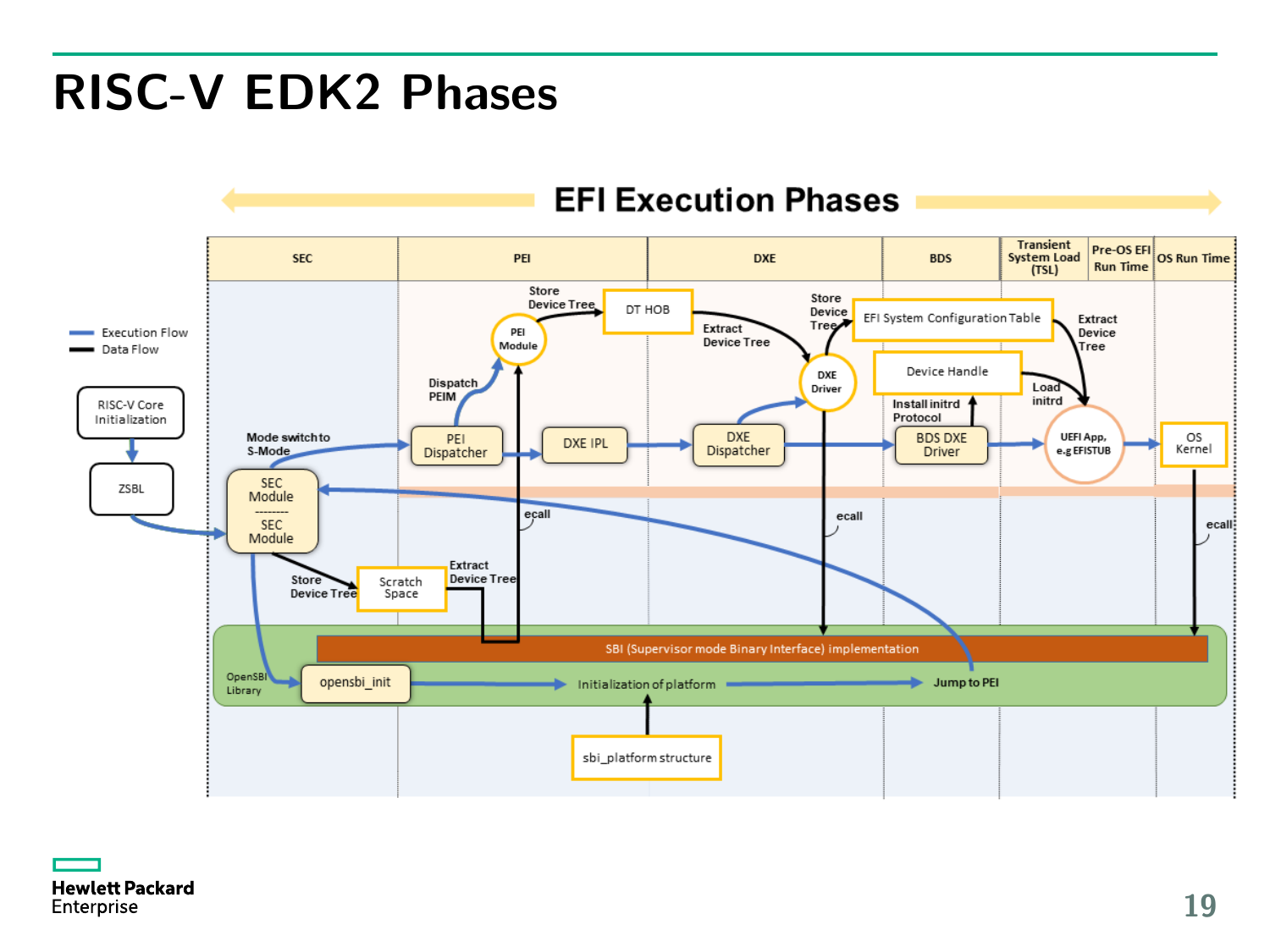# RISC-V EDK2 Phases

**EFI Execution Phases**

| SEC | PEI | DXE | BDS | Transient System Load (TSL) | Pre-OS EFI Run Time | OS Run Time |
|---|---|---|---|---|---|---|

- Execution Flow
- Data Flow

RISC-V Core Initialization → ZSBL → SEC Module / SEC Module

Mode switch to S-Mode → PEI Dispatcher → DXE IPL → DXE Dispatcher → BDS DXE Driver → UEFI App, e.g EFISTUB → OS Kernel

Dispatch PEIM → PEI Module → Store Device Tree → DT HOB → Extract Device Tree → DXE Driver → Store Device Tree → EFI System Configuration Table → Extract Device Tree → UEFI App

Device Handle → Load initrd → UEFI App; BDS DXE Driver → Install initrd Protocol

SEC Module → Store Device Tree → Scratch Space → Extract Device Tree → PEI Module

ecall → SBI (Supervisor mode Binary Interface) implementation

OpenSBI Library: opensbi_init → Initialization of platform → Jump to PEI

sbi_platform structure → Initialization of platform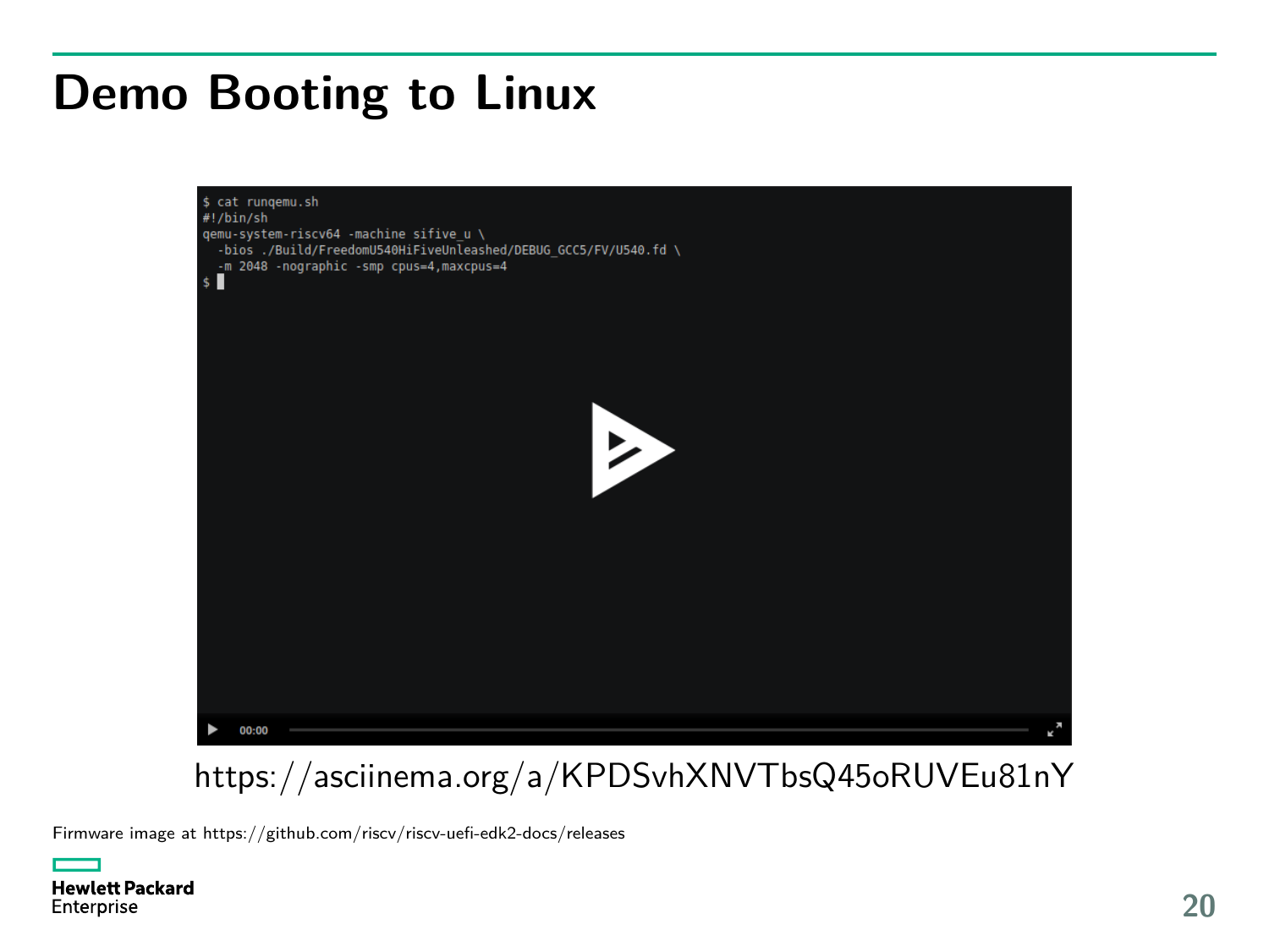# Demo Booting to Linux

```
$ cat runqemu.sh
#!/bin/sh
qemu-system-riscv64 -machine sifive_u \
  -bios ./Build/FreedomU540HiFiveUnleashed/DEBUG_GCC5/FV/U540.fd \
  -m 2048 -nographic -smp cpus=4,maxcpus=4
$
```

https://asciinema.org/a/KPDSvhXNVTbsQ45oRUVEu81nY

Firmware image at https://github.com/riscv/riscv-uefi-edk2-docs/releases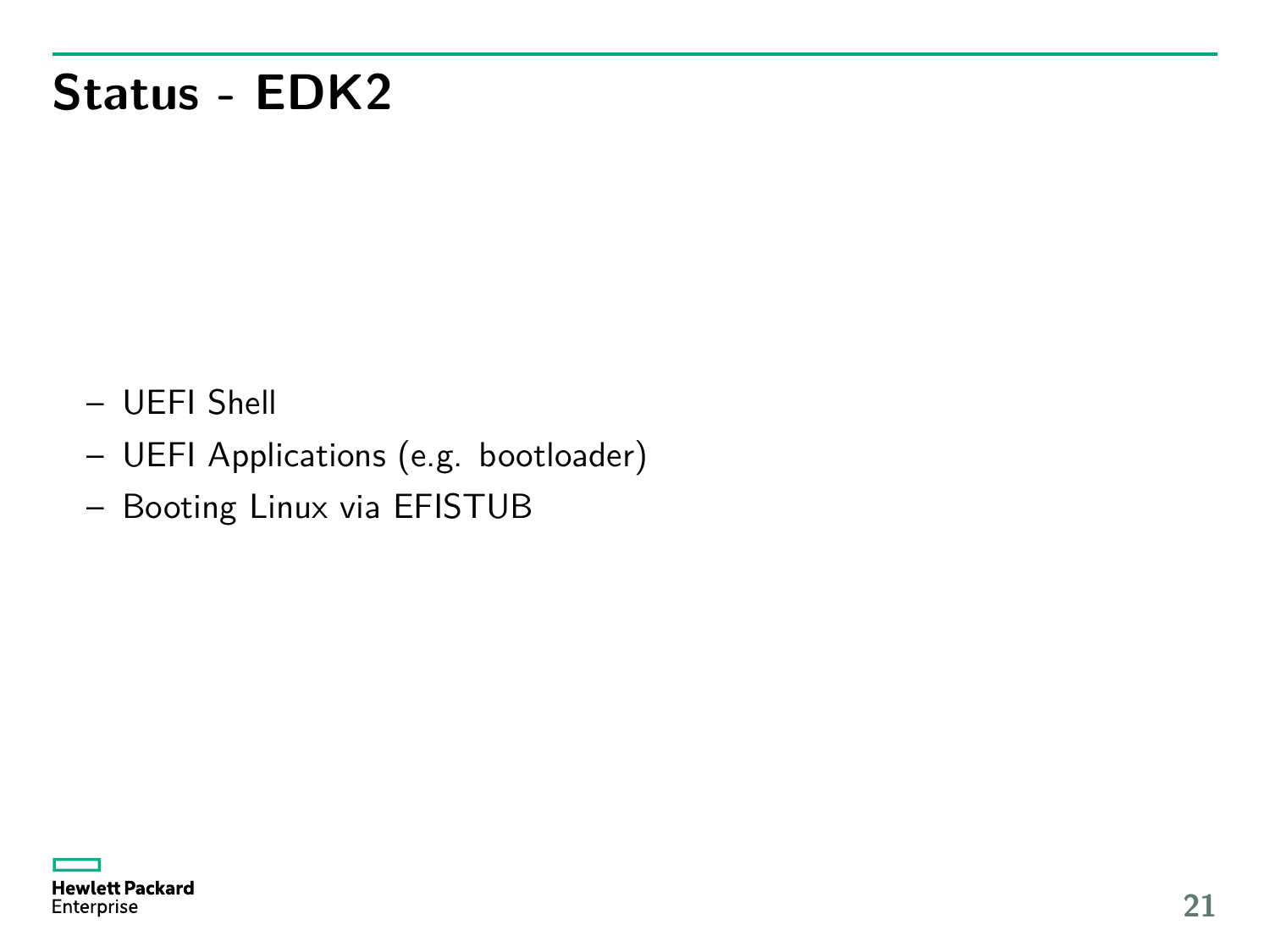# Status - EDK2

- UEFI Shell
- UEFI Applications (e.g. bootloader)
- Booting Linux via EFISTUB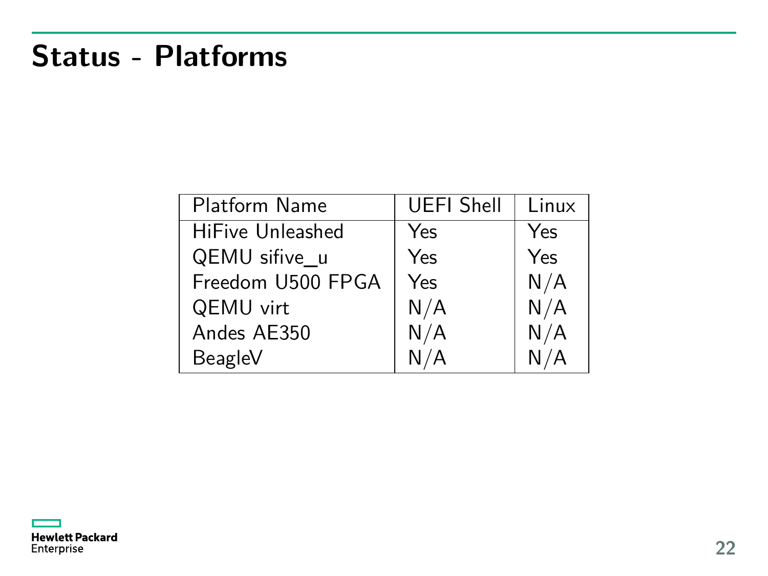# Status - Platforms

| Platform Name | UEFI Shell | Linux |
|---|---|---|
| HiFive Unleashed | Yes | Yes |
| QEMU sifive_u | Yes | Yes |
| Freedom U500 FPGA | Yes | N/A |
| QEMU virt | N/A | N/A |
| Andes AE350 | N/A | N/A |
| BeagleV | N/A | N/A |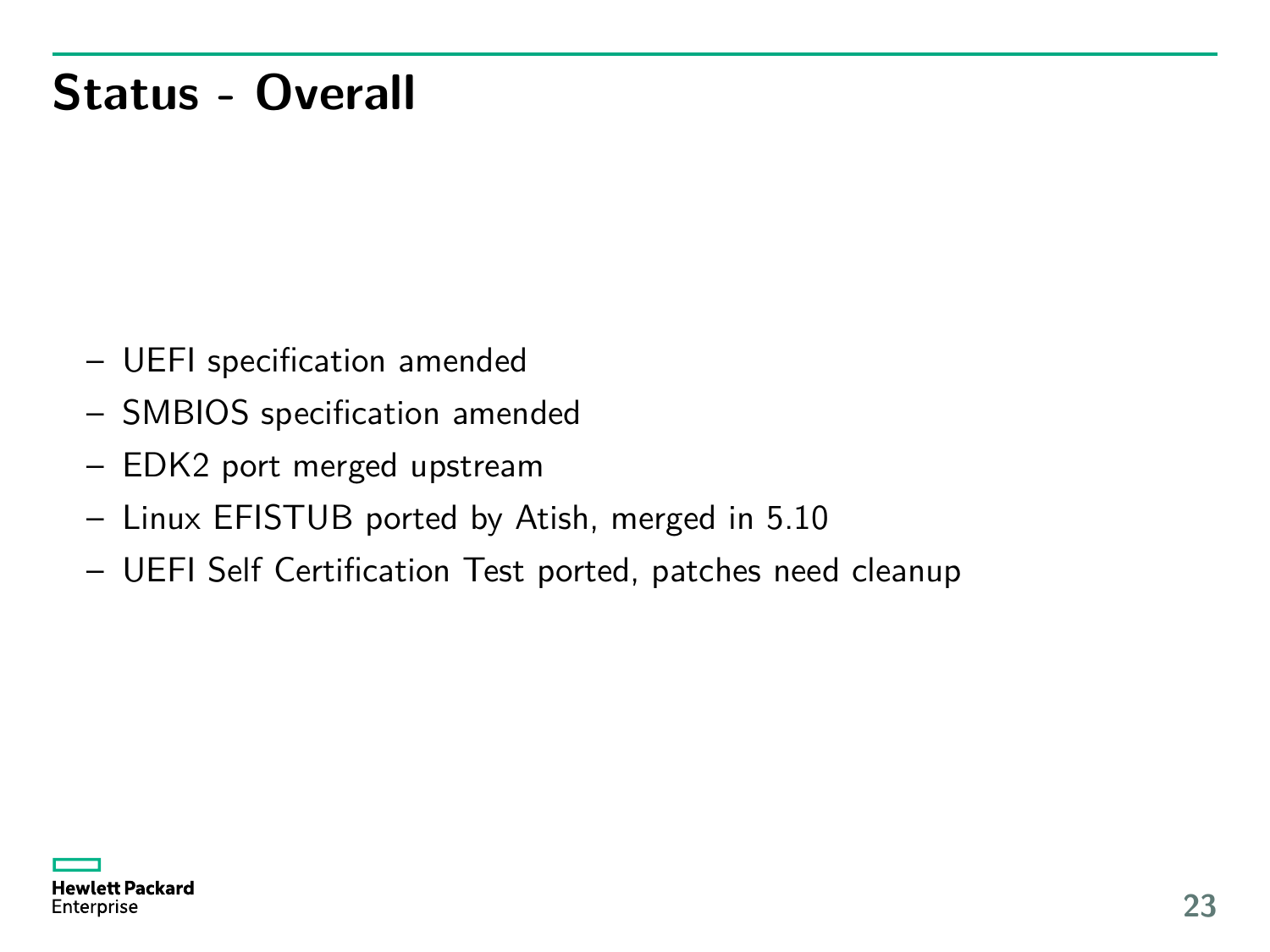# Status - Overall

- UEFI specification amended
- SMBIOS specification amended
- EDK2 port merged upstream
- Linux EFISTUB ported by Atish, merged in 5.10
- UEFI Self Certification Test ported, patches need cleanup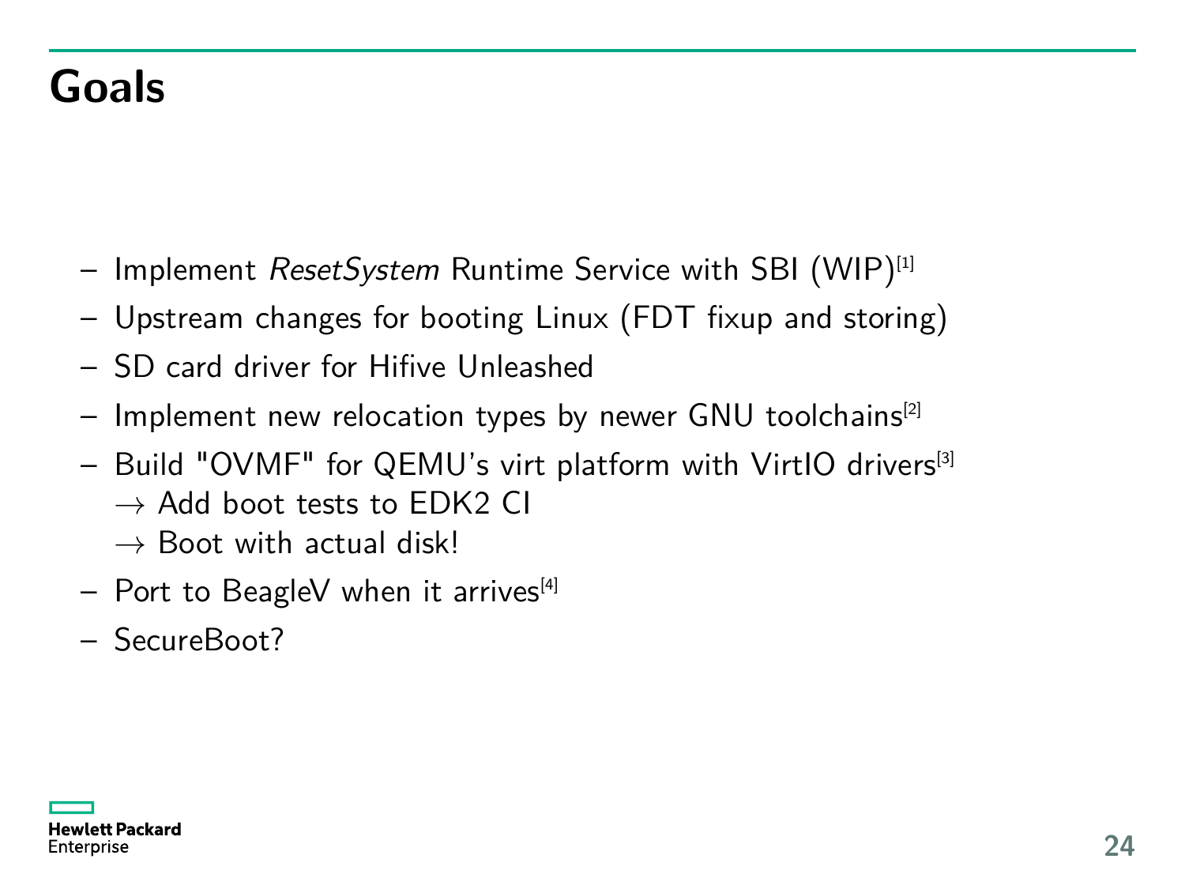# Goals

- Implement *ResetSystem* Runtime Service with SBI (WIP)[1]
- Upstream changes for booting Linux (FDT fixup and storing)
- SD card driver for Hifive Unleashed
- Implement new relocation types by newer GNU toolchains[2]
- Build "OVMF" for QEMU's virt platform with VirtIO drivers[3]
  → Add boot tests to EDK2 CI
  → Boot with actual disk!
- Port to BeagleV when it arrives[4]
- SecureBoot?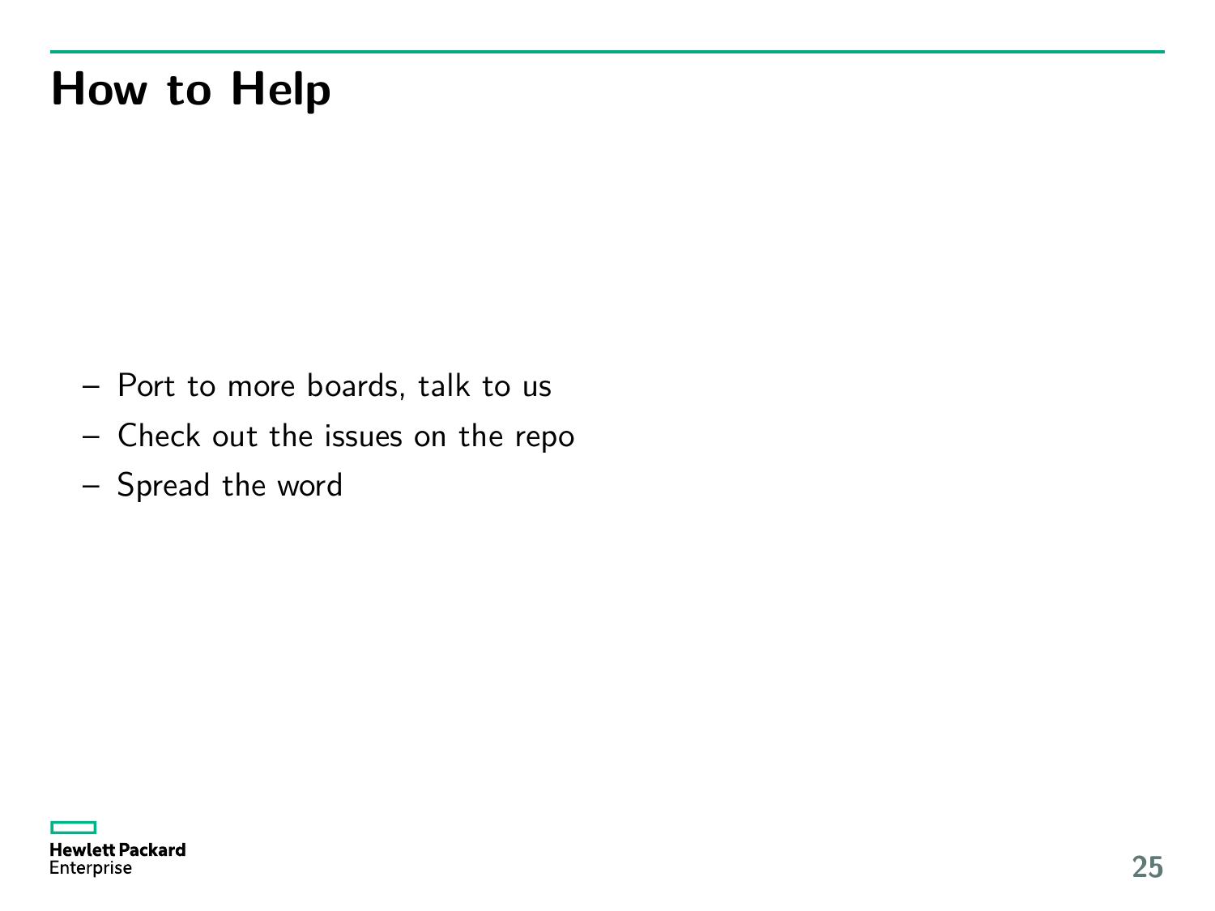# How to Help

- Port to more boards, talk to us
- Check out the issues on the repo
- Spread the word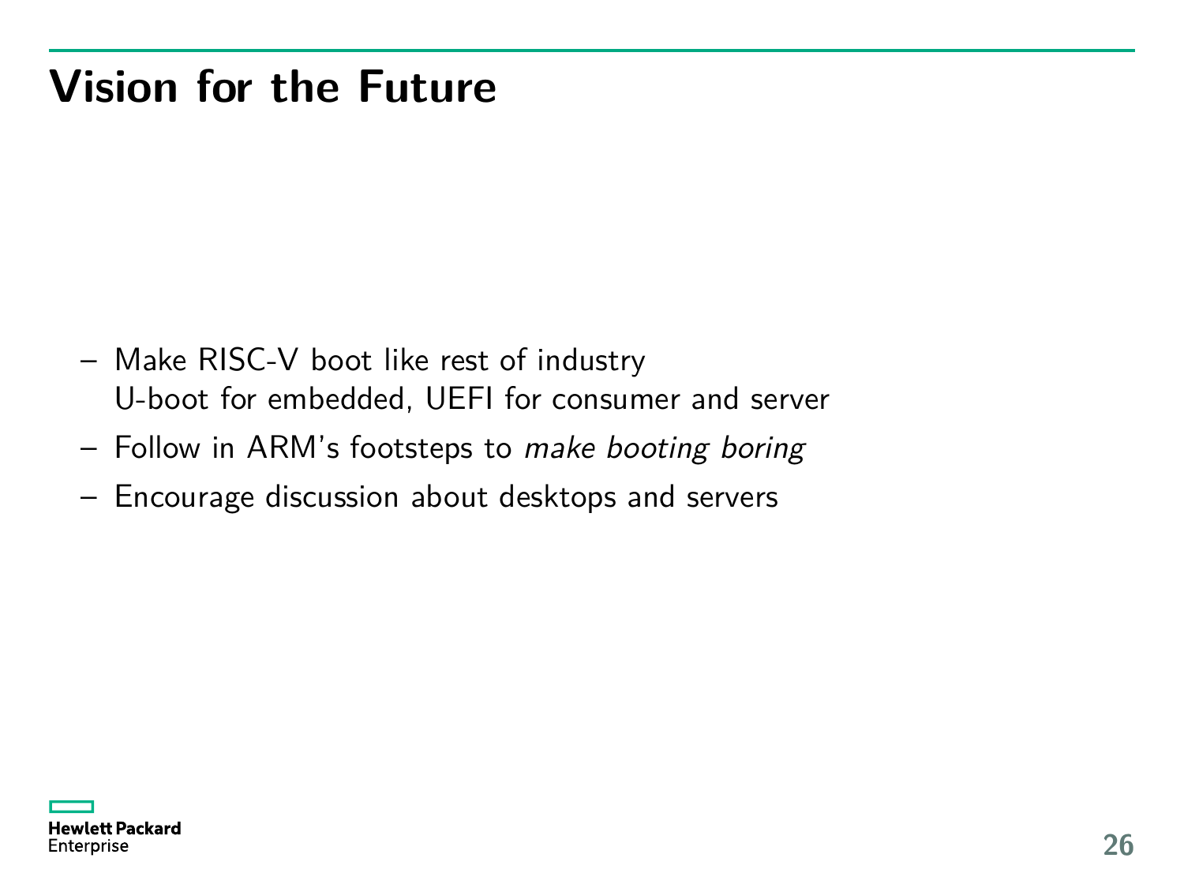# Vision for the Future

- Make RISC-V boot like rest of industry
  U-boot for embedded, UEFI for consumer and server
- Follow in ARM's footsteps to *make booting boring*
- Encourage discussion about desktops and servers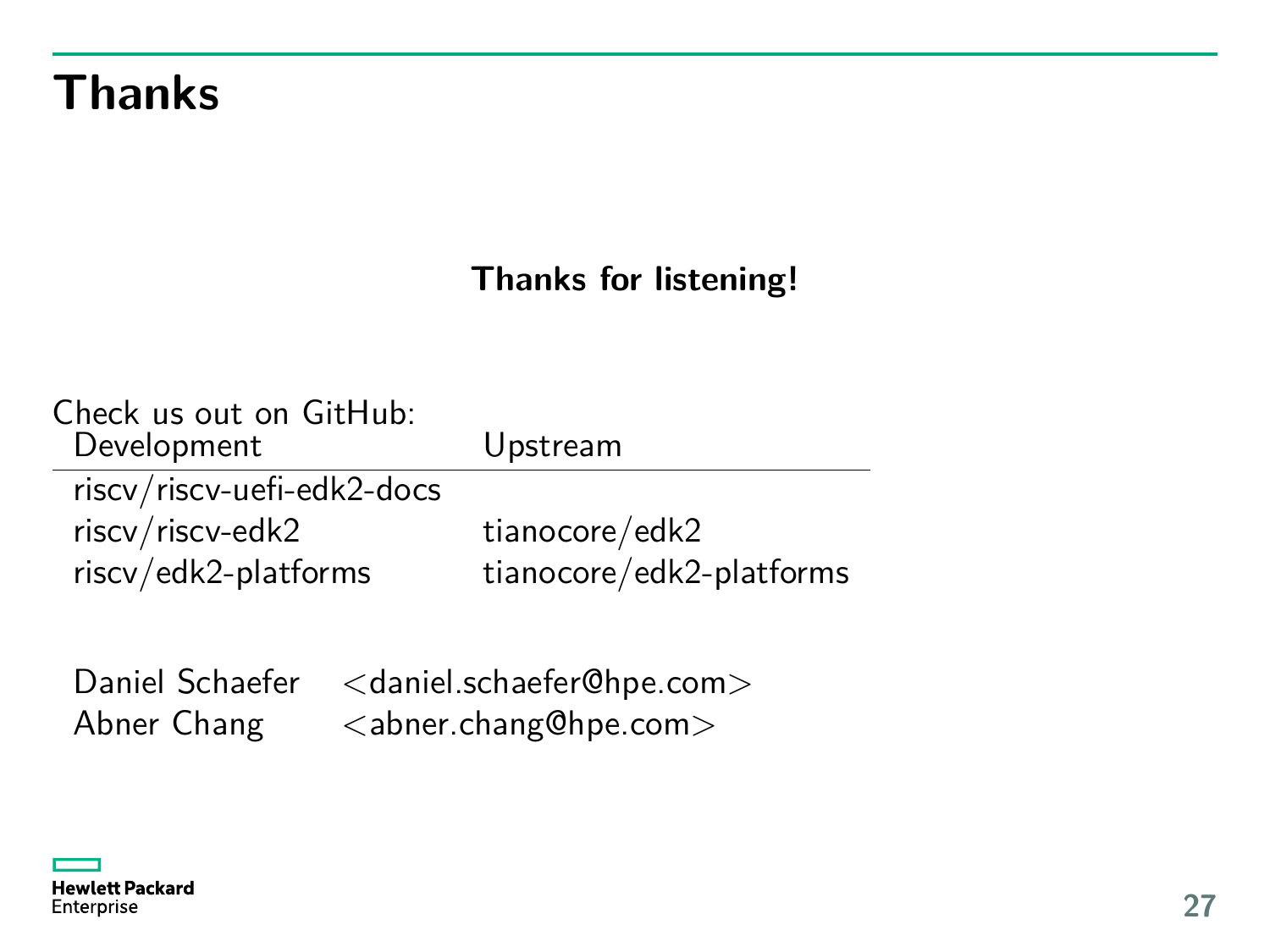# Thanks

**Thanks for listening!**

Check us out on GitHub:

| Development | Upstream |
| --- | --- |
| riscv/riscv-uefi-edk2-docs | |
| riscv/riscv-edk2 | tianocore/edk2 |
| riscv/edk2-platforms | tianocore/edk2-platforms |

| | |
| --- | --- |
| Daniel Schaefer | <daniel.schaefer@hpe.com> |
| Abner Chang | <abner.chang@hpe.com> |

Hewlett Packard Enterprise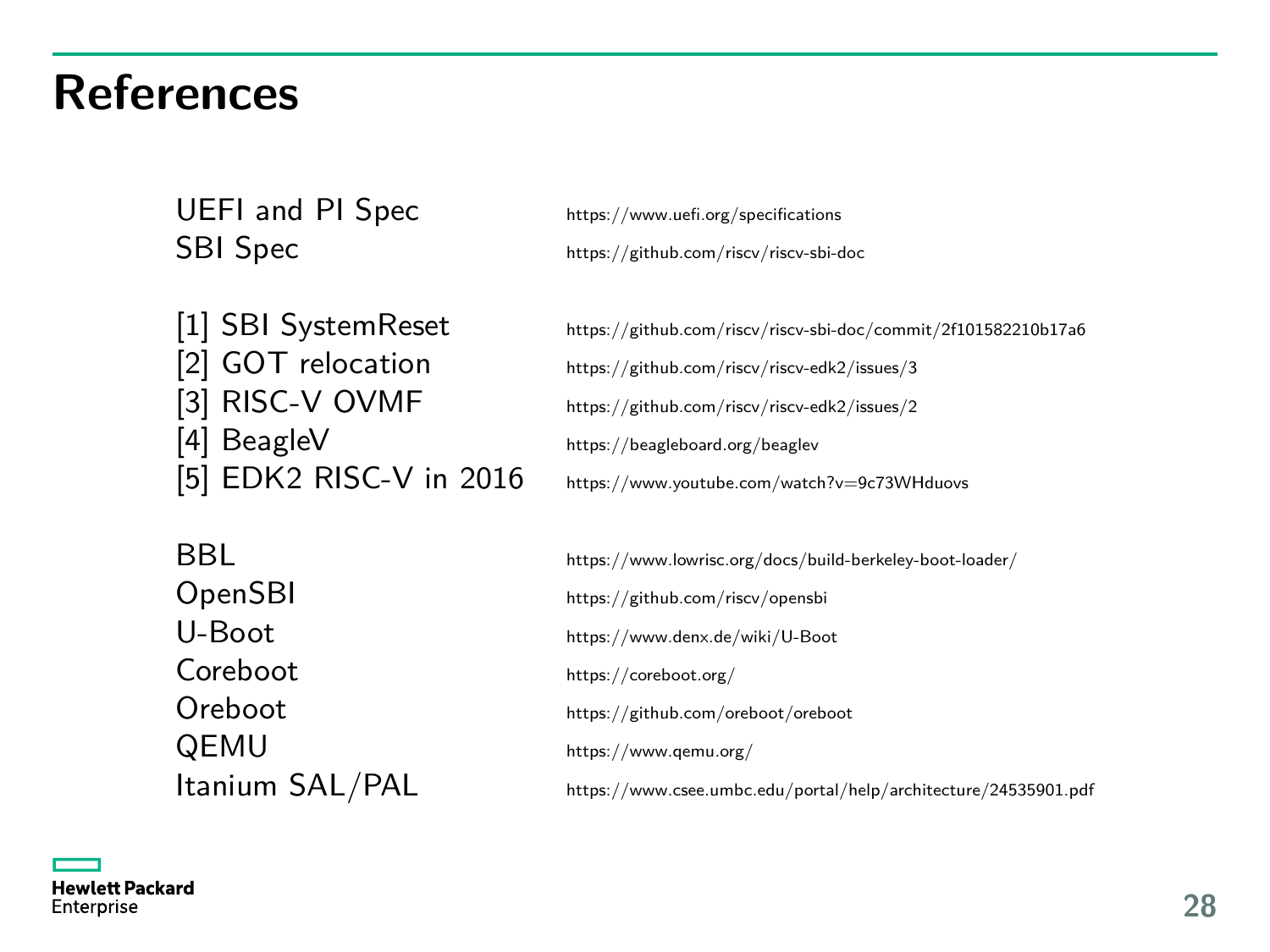# References

| | |
|---|---|
| UEFI and PI Spec | https://www.uefi.org/specifications |
| SBI Spec | https://github.com/riscv/riscv-sbi-doc |
| | |
| [1] SBI SystemReset | https://github.com/riscv/riscv-sbi-doc/commit/2f101582210b17a6 |
| [2] GOT relocation | https://github.com/riscv/riscv-edk2/issues/3 |
| [3] RISC-V OVMF | https://github.com/riscv/riscv-edk2/issues/2 |
| [4] BeagleV | https://beagleboard.org/beaglev |
| [5] EDK2 RISC-V in 2016 | https://www.youtube.com/watch?v=9c73WHduovs |
| | |
| BBL | https://www.lowrisc.org/docs/build-berkeley-boot-loader/ |
| OpenSBI | https://github.com/riscv/opensbi |
| U-Boot | https://www.denx.de/wiki/U-Boot |
| Coreboot | https://coreboot.org/ |
| Oreboot | https://github.com/oreboot/oreboot |
| QEMU | https://www.qemu.org/ |
| Itanium SAL/PAL | https://www.csee.umbc.edu/portal/help/architecture/24535901.pdf |

Hewlett Packard Enterprise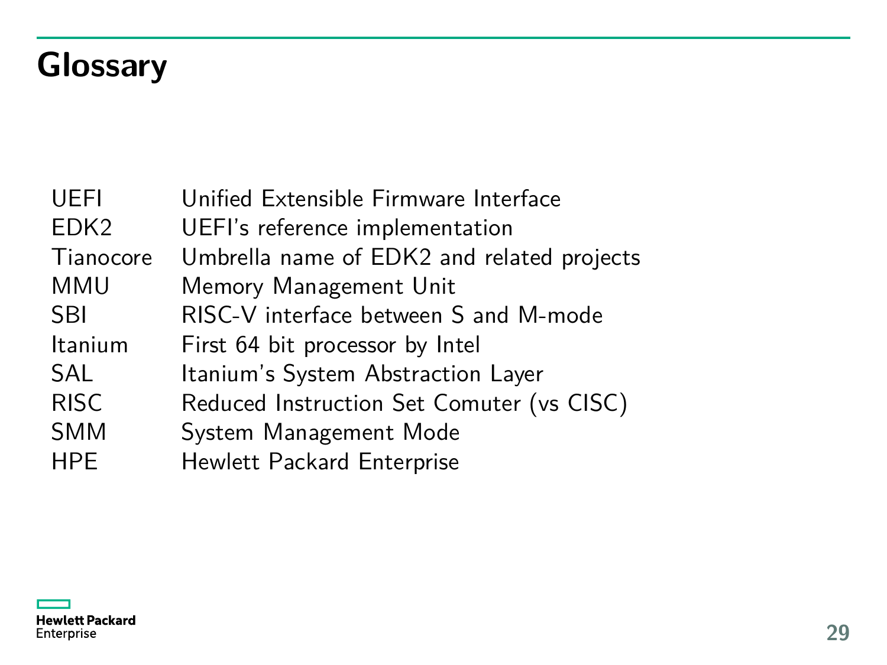# Glossary

| | |
|---|---|
| UEFI | Unified Extensible Firmware Interface |
| EDK2 | UEFI's reference implementation |
| Tianocore | Umbrella name of EDK2 and related projects |
| MMU | Memory Management Unit |
| SBI | RISC-V interface between S and M-mode |
| Itanium | First 64 bit processor by Intel |
| SAL | Itanium's System Abstraction Layer |
| RISC | Reduced Instruction Set Comuter (vs CISC) |
| SMM | System Management Mode |
| HPE | Hewlett Packard Enterprise |